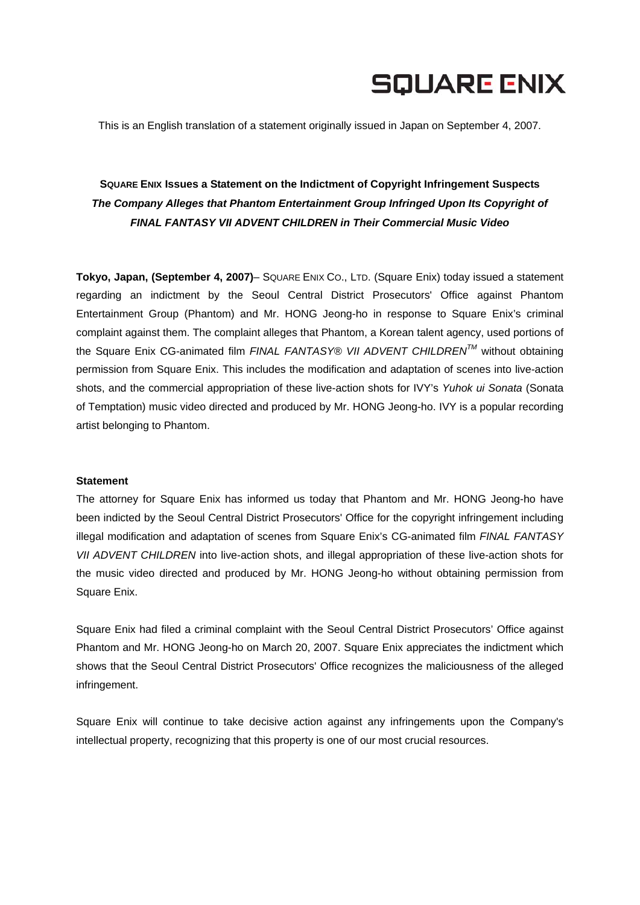SQUARE ENIX

This is an English translation of a statement originally issued in Japan on September 4, 2007.

## SQUARE ENIX Issues a Statement on the Indictment of Copyright Infringement Suspects

***The Company Alleges that Phantom Entertainment Group Infringed Upon Its Copyright of FINAL FANTASY VII ADVENT CHILDREN in Their Commercial Music Video***

**Tokyo, Japan, (September 4, 2007)**– SQUARE ENIX CO., LTD. (Square Enix) today issued a statement regarding an indictment by the Seoul Central District Prosecutors' Office against Phantom Entertainment Group (Phantom) and Mr. HONG Jeong-ho in response to Square Enix's criminal complaint against them. The complaint alleges that Phantom, a Korean talent agency, used portions of the Square Enix CG-animated film *FINAL FANTASY® VII ADVENT CHILDREN™* without obtaining permission from Square Enix. This includes the modification and adaptation of scenes into live-action shots, and the commercial appropriation of these live-action shots for IVY's *Yuhok ui Sonata* (Sonata of Temptation) music video directed and produced by Mr. HONG Jeong-ho. IVY is a popular recording artist belonging to Phantom.

**Statement**

The attorney for Square Enix has informed us today that Phantom and Mr. HONG Jeong-ho have been indicted by the Seoul Central District Prosecutors' Office for the copyright infringement including illegal modification and adaptation of scenes from Square Enix's CG-animated film *FINAL FANTASY VII ADVENT CHILDREN* into live-action shots, and illegal appropriation of these live-action shots for the music video directed and produced by Mr. HONG Jeong-ho without obtaining permission from Square Enix.

Square Enix had filed a criminal complaint with the Seoul Central District Prosecutors' Office against Phantom and Mr. HONG Jeong-ho on March 20, 2007. Square Enix appreciates the indictment which shows that the Seoul Central District Prosecutors' Office recognizes the maliciousness of the alleged infringement.

Square Enix will continue to take decisive action against any infringements upon the Company's intellectual property, recognizing that this property is one of our most crucial resources.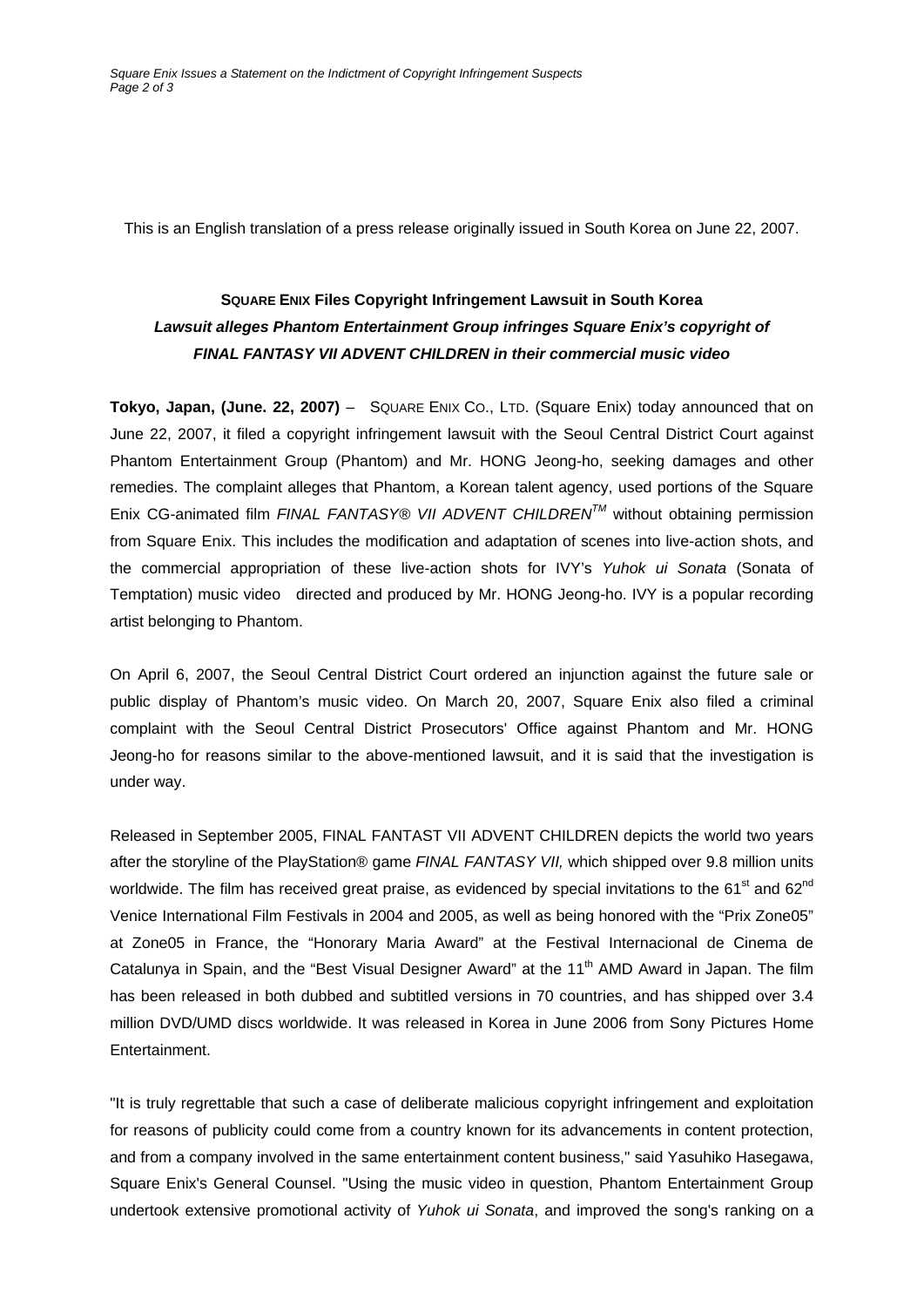This is an English translation of a press release originally issued in South Korea on June 22, 2007.

## SQUARE ENIX Files Copyright Infringement Lawsuit in South Korea

### *Lawsuit alleges Phantom Entertainment Group infringes Square Enix's copyright of FINAL FANTASY VII ADVENT CHILDREN in their commercial music video*

**Tokyo, Japan, (June. 22, 2007)** – SQUARE ENIX CO., LTD. (Square Enix) today announced that on June 22, 2007, it filed a copyright infringement lawsuit with the Seoul Central District Court against Phantom Entertainment Group (Phantom) and Mr. HONG Jeong-ho, seeking damages and other remedies. The complaint alleges that Phantom, a Korean talent agency, used portions of the Square Enix CG-animated film *FINAL FANTASY® VII ADVENT CHILDREN™* without obtaining permission from Square Enix. This includes the modification and adaptation of scenes into live-action shots, and the commercial appropriation of these live-action shots for IVY's *Yuhok ui Sonata* (Sonata of Temptation) music video directed and produced by Mr. HONG Jeong-ho. IVY is a popular recording artist belonging to Phantom.

On April 6, 2007, the Seoul Central District Court ordered an injunction against the future sale or public display of Phantom's music video. On March 20, 2007, Square Enix also filed a criminal complaint with the Seoul Central District Prosecutors' Office against Phantom and Mr. HONG Jeong-ho for reasons similar to the above-mentioned lawsuit, and it is said that the investigation is under way.

Released in September 2005, FINAL FANTAST VII ADVENT CHILDREN depicts the world two years after the storyline of the PlayStation® game *FINAL FANTASY VII,* which shipped over 9.8 million units worldwide. The film has received great praise, as evidenced by special invitations to the 61st and 62nd Venice International Film Festivals in 2004 and 2005, as well as being honored with the "Prix Zone05" at Zone05 in France, the "Honorary Maria Award" at the Festival Internacional de Cinema de Catalunya in Spain, and the "Best Visual Designer Award" at the 11th AMD Award in Japan. The film has been released in both dubbed and subtitled versions in 70 countries, and has shipped over 3.4 million DVD/UMD discs worldwide. It was released in Korea in June 2006 from Sony Pictures Home Entertainment.

"It is truly regrettable that such a case of deliberate malicious copyright infringement and exploitation for reasons of publicity could come from a country known for its advancements in content protection, and from a company involved in the same entertainment content business," said Yasuhiko Hasegawa, Square Enix's General Counsel. "Using the music video in question, Phantom Entertainment Group undertook extensive promotional activity of *Yuhok ui Sonata*, and improved the song's ranking on a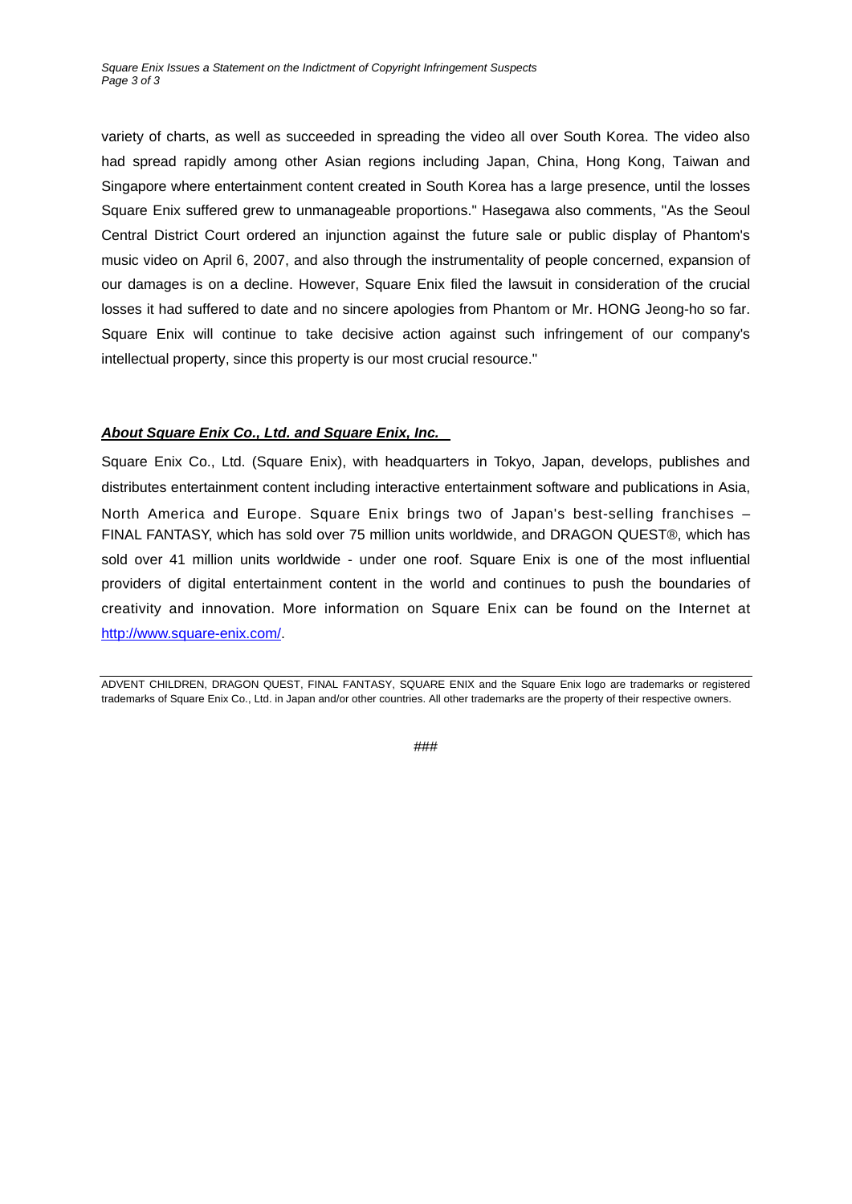variety of charts, as well as succeeded in spreading the video all over South Korea. The video also had spread rapidly among other Asian regions including Japan, China, Hong Kong, Taiwan and Singapore where entertainment content created in South Korea has a large presence, until the losses Square Enix suffered grew to unmanageable proportions." Hasegawa also comments, "As the Seoul Central District Court ordered an injunction against the future sale or public display of Phantom's music video on April 6, 2007, and also through the instrumentality of people concerned, expansion of our damages is on a decline. However, Square Enix filed the lawsuit in consideration of the crucial losses it had suffered to date and no sincere apologies from Phantom or Mr. HONG Jeong-ho so far. Square Enix will continue to take decisive action against such infringement of our company's intellectual property, since this property is our most crucial resource."

***About Square Enix Co., Ltd. and Square Enix, Inc.***

Square Enix Co., Ltd. (Square Enix), with headquarters in Tokyo, Japan, develops, publishes and distributes entertainment content including interactive entertainment software and publications in Asia, North America and Europe. Square Enix brings two of Japan's best-selling franchises – FINAL FANTASY, which has sold over 75 million units worldwide, and DRAGON QUEST®, which has sold over 41 million units worldwide - under one roof. Square Enix is one of the most influential providers of digital entertainment content in the world and continues to push the boundaries of creativity and innovation. More information on Square Enix can be found on the Internet at [http://www.square-enix.com/](http://www.square-enix.com/).

---

ADVENT CHILDREN, DRAGON QUEST, FINAL FANTASY, SQUARE ENIX and the Square Enix logo are trademarks or registered trademarks of Square Enix Co., Ltd. in Japan and/or other countries. All other trademarks are the property of their respective owners.

###